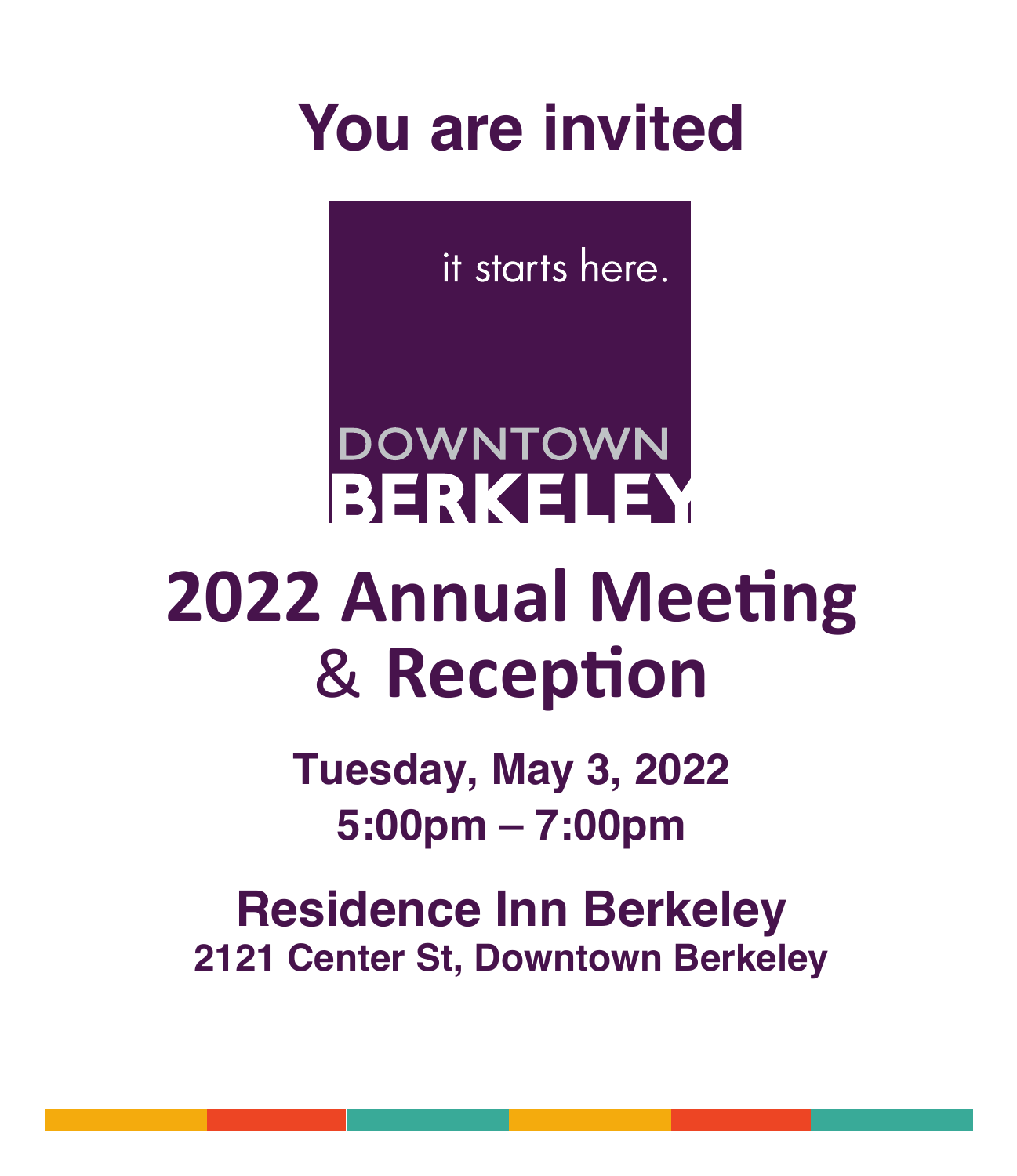# You are invited

it starts here.

DOWNTOWN
BERKELEY

# 2022 Annual Meeting & Reception

**Tuesday, May 3, 2022**
**5:00pm – 7:00pm**

## Residence Inn Berkeley

**2121 Center St, Downtown Berkeley**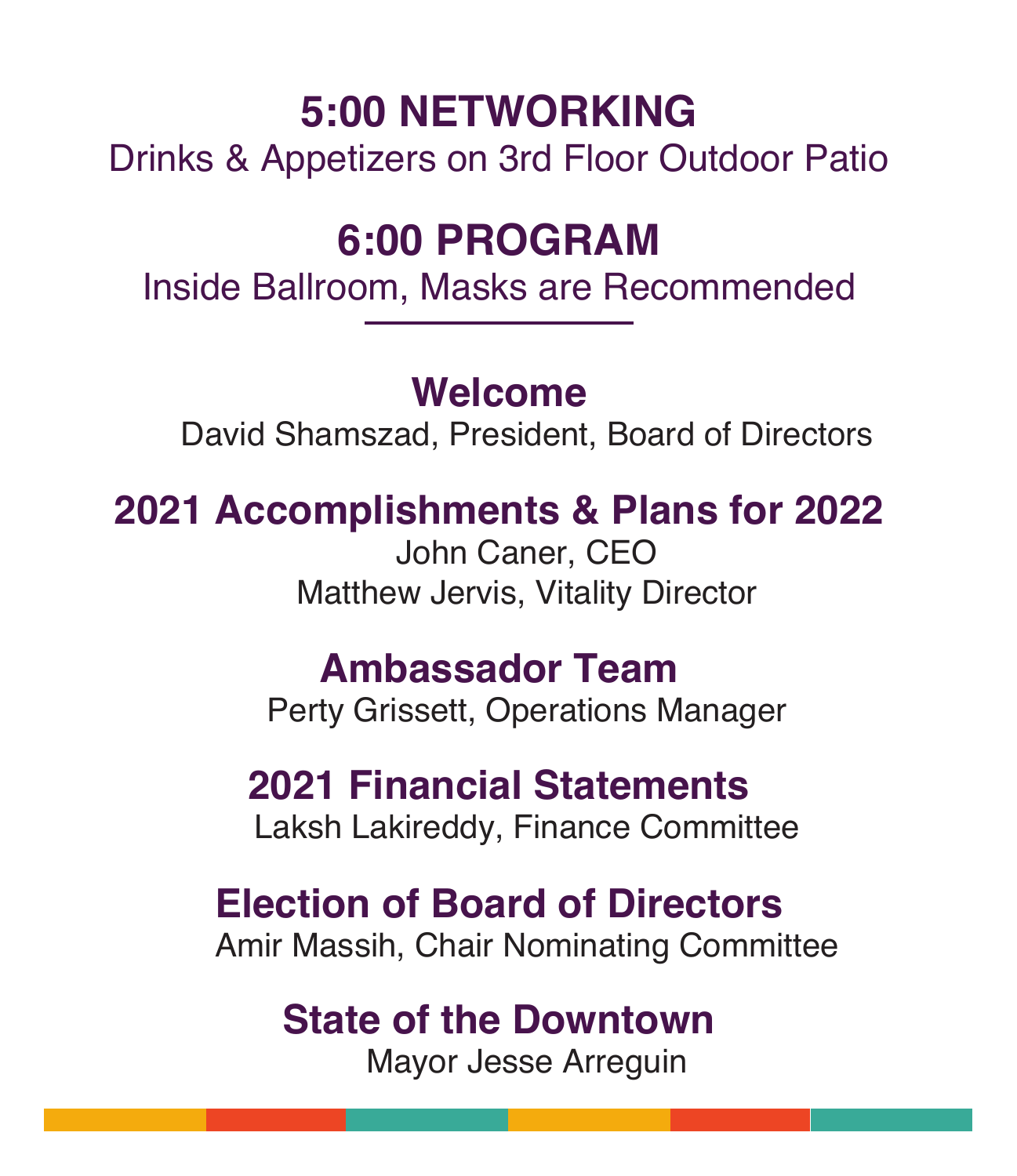## 5:00 NETWORKING

Drinks & Appetizers on 3rd Floor Outdoor Patio

## 6:00 PROGRAM

Inside Ballroom, Masks are Recommended

---

### Welcome

David Shamszad, President, Board of Directors

### 2021 Accomplishments & Plans for 2022

John Caner, CEO

Matthew Jervis, Vitality Director

### Ambassador Team

Perty Grissett, Operations Manager

### 2021 Financial Statements

Laksh Lakireddy, Finance Committee

### Election of Board of Directors

Amir Massih, Chair Nominating Committee

### State of the Downtown

Mayor Jesse Arreguin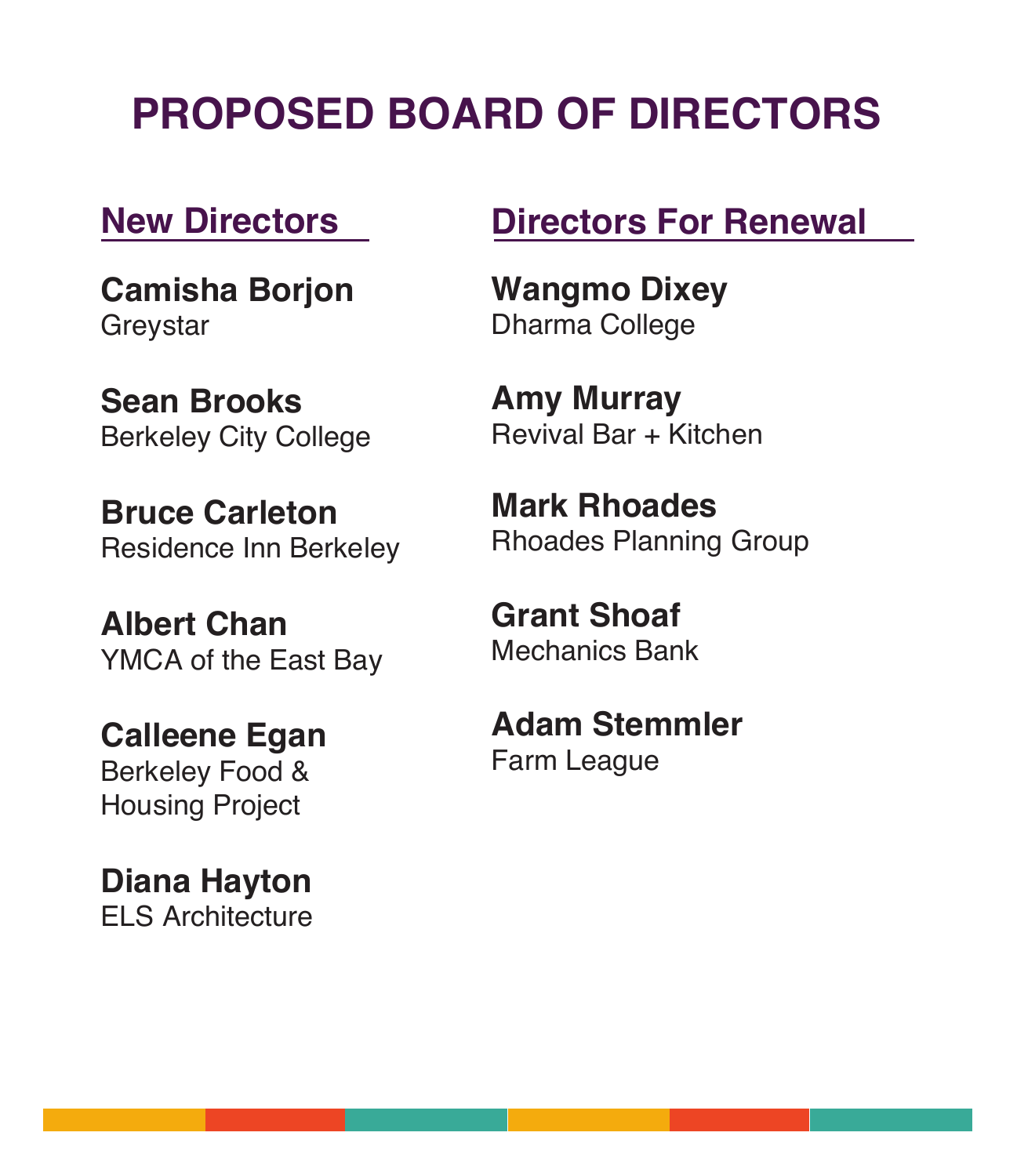# PROPOSED BOARD OF DIRECTORS

## New Directors

**Camisha Borjon**
Greystar

**Sean Brooks**
Berkeley City College

**Bruce Carleton**
Residence Inn Berkeley

**Albert Chan**
YMCA of the East Bay

**Calleene Egan**
Berkeley Food & Housing Project

**Diana Hayton**
ELS Architecture

## Directors For Renewal

**Wangmo Dixey**
Dharma College

**Amy Murray**
Revival Bar + Kitchen

**Mark Rhoades**
Rhoades Planning Group

**Grant Shoaf**
Mechanics Bank

**Adam Stemmler**
Farm League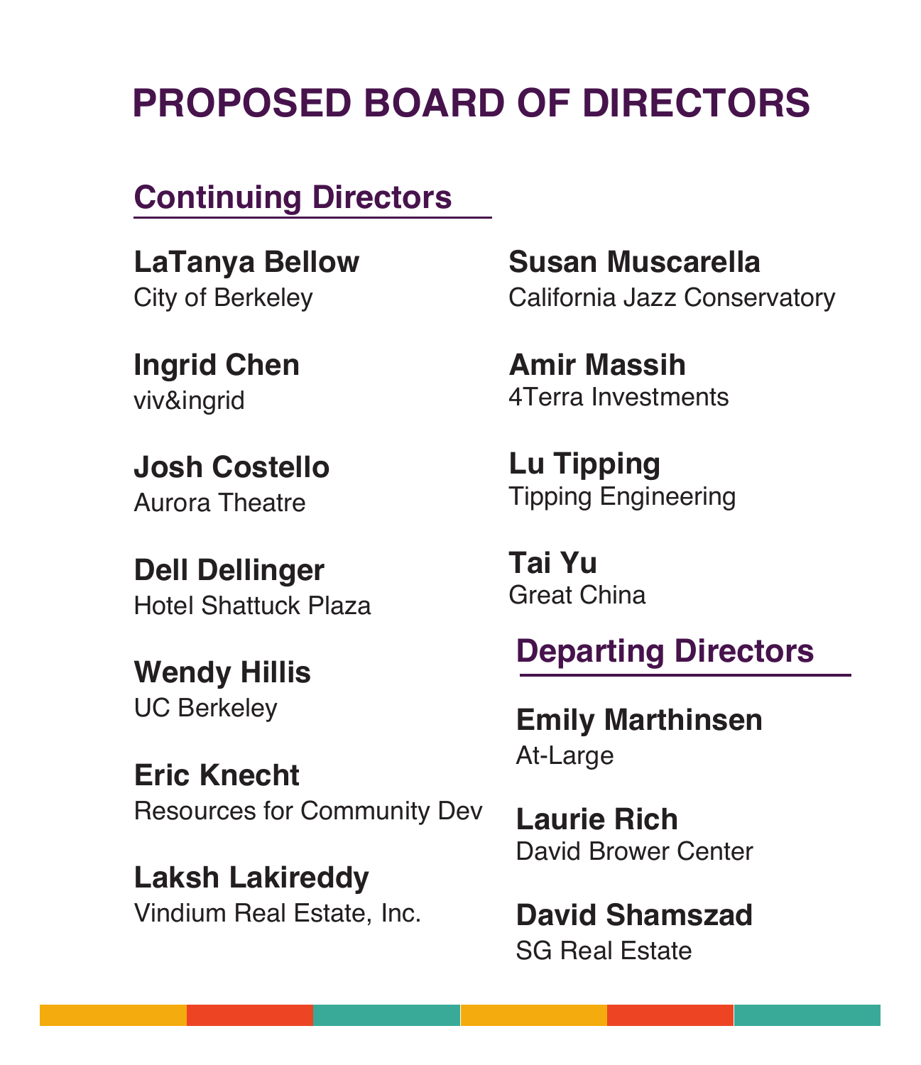# PROPOSED BOARD OF DIRECTORS

## Continuing Directors

**LaTanya Bellow**
City of Berkeley

**Ingrid Chen**
viv&ingrid

**Josh Costello**
Aurora Theatre

**Dell Dellinger**
Hotel Shattuck Plaza

**Wendy Hillis**
UC Berkeley

**Eric Knecht**
Resources for Community Dev

**Laksh Lakireddy**
Vindium Real Estate, Inc.

**Susan Muscarella**
California Jazz Conservatory

**Amir Massih**
4Terra Investments

**Lu Tipping**
Tipping Engineering

**Tai Yu**
Great China

## Departing Directors

**Emily Marthinsen**
At-Large

**Laurie Rich**
David Brower Center

**David Shamszad**
SG Real Estate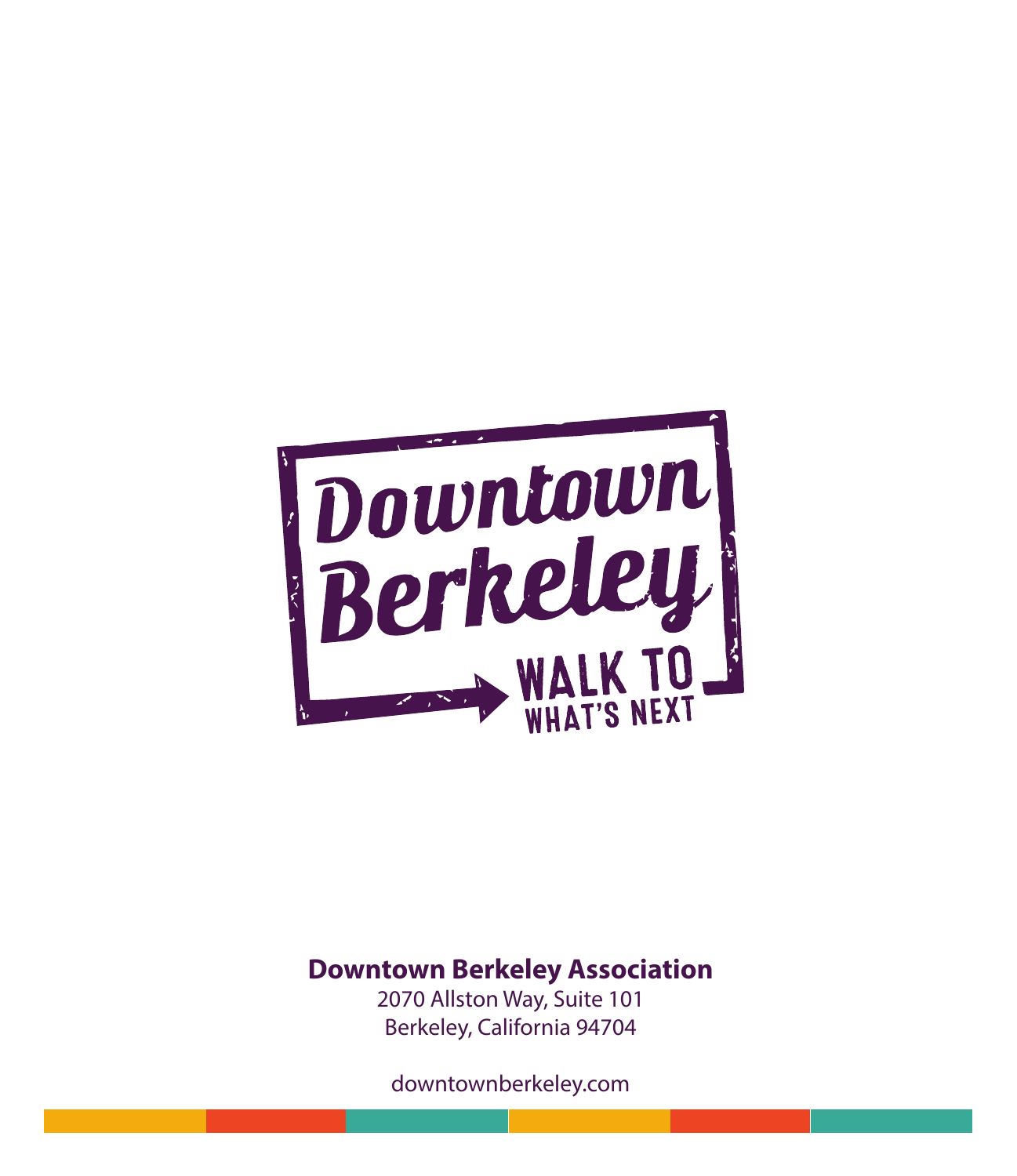Downtown Berkeley

WALK TO WHAT'S NEXT

**Downtown Berkeley Association**

2070 Allston Way, Suite 101

Berkeley, California 94704

downtownberkeley.com